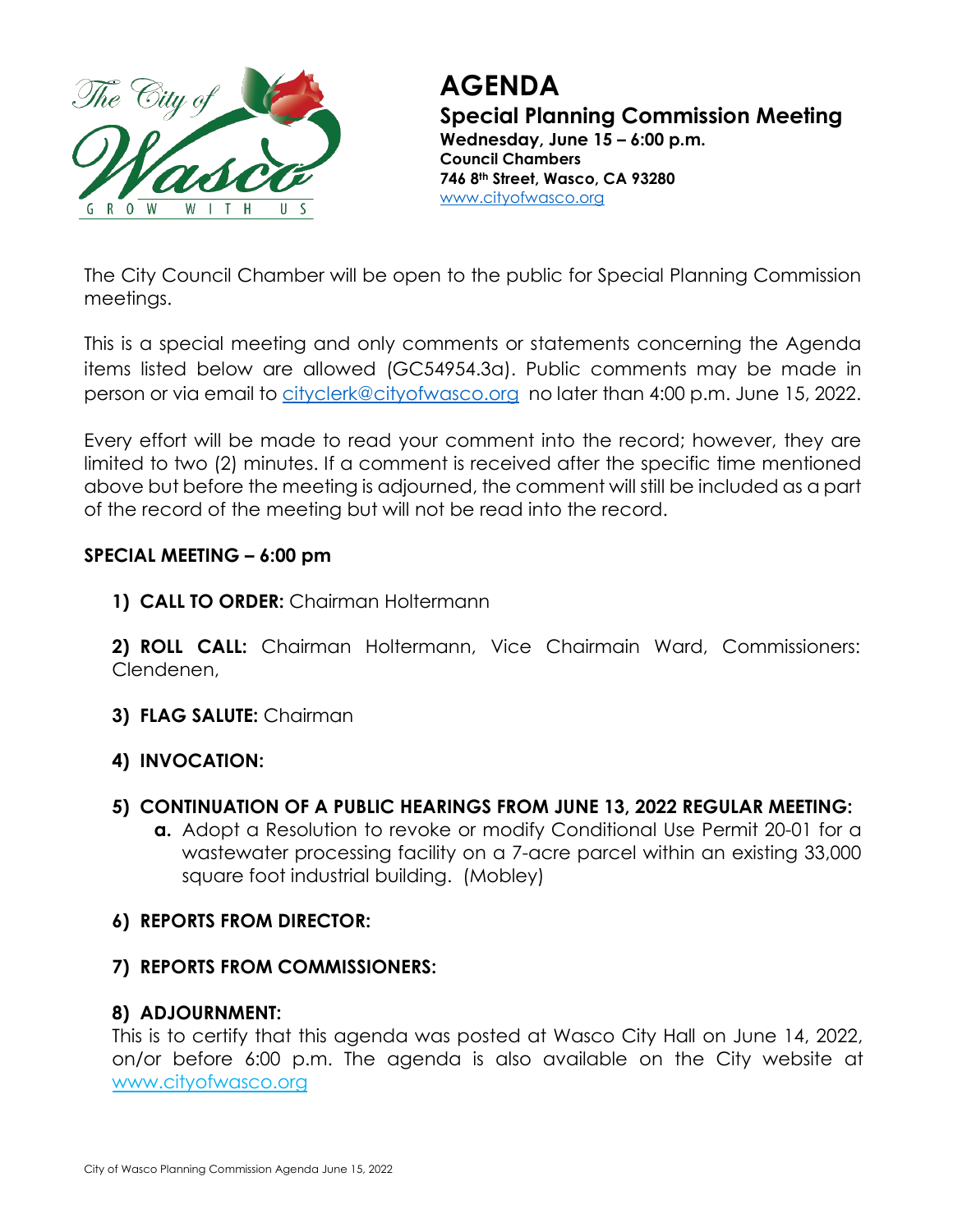# AGENDA

## Special Planning Commission Meeting

**Wednesday, June 15 – 6:00 p.m.**
**Council Chambers**
**746 8th Street, Wasco, CA 93280**
www.cityofwasco.org

The City Council Chamber will be open to the public for Special Planning Commission meetings.

This is a special meeting and only comments or statements concerning the Agenda items listed below are allowed (GC54954.3a). Public comments may be made in person or via email to cityclerk@cityofwasco.org no later than 4:00 p.m. June 15, 2022.

Every effort will be made to read your comment into the record; however, they are limited to two (2) minutes. If a comment is received after the specific time mentioned above but before the meeting is adjourned, the comment will still be included as a part of the record of the meeting but will not be read into the record.

**SPECIAL MEETING – 6:00 pm**

1) **CALL TO ORDER:** Chairman Holtermann

2) **ROLL CALL:** Chairman Holtermann, Vice Chairmain Ward, Commissioners: Clendenen,

3) **FLAG SALUTE:** Chairman

4) **INVOCATION:**

5) **CONTINUATION OF A PUBLIC HEARINGS FROM JUNE 13, 2022 REGULAR MEETING:**
   - **a.** Adopt a Resolution to revoke or modify Conditional Use Permit 20-01 for a wastewater processing facility on a 7-acre parcel within an existing 33,000 square foot industrial building. (Mobley)

6) **REPORTS FROM DIRECTOR:**

7) **REPORTS FROM COMMISSIONERS:**

8) **ADJOURNMENT:**
This is to certify that this agenda was posted at Wasco City Hall on June 14, 2022, on/or before 6:00 p.m. The agenda is also available on the City website at www.cityofwasco.org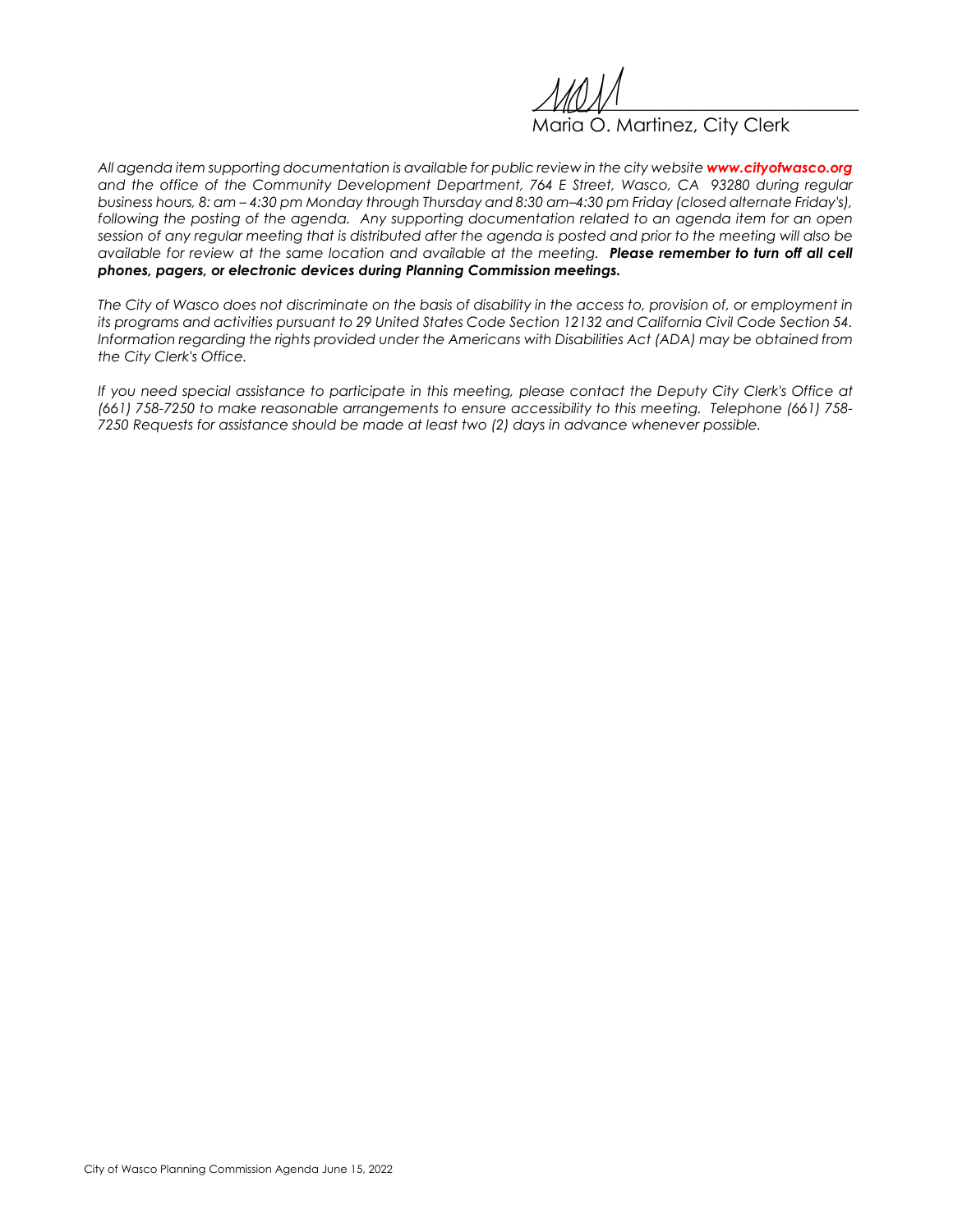Maria O. Martinez, City Clerk

*All agenda item supporting documentation is available for public review in the city website* ***www.cityofwasco.org*** *and the office of the Community Development Department, 764 E Street, Wasco, CA 93280 during regular business hours, 8: am – 4:30 pm Monday through Thursday and 8:30 am–4:30 pm Friday (closed alternate Friday's), following the posting of the agenda. Any supporting documentation related to an agenda item for an open session of any regular meeting that is distributed after the agenda is posted and prior to the meeting will also be available for review at the same location and available at the meeting.* ***Please remember to turn off all cell phones, pagers, or electronic devices during Planning Commission meetings.***

*The City of Wasco does not discriminate on the basis of disability in the access to, provision of, or employment in its programs and activities pursuant to 29 United States Code Section 12132 and California Civil Code Section 54. Information regarding the rights provided under the Americans with Disabilities Act (ADA) may be obtained from the City Clerk's Office.*

*If you need special assistance to participate in this meeting, please contact the Deputy City Clerk's Office at (661) 758-7250 to make reasonable arrangements to ensure accessibility to this meeting. Telephone (661) 758-7250 Requests for assistance should be made at least two (2) days in advance whenever possible.*